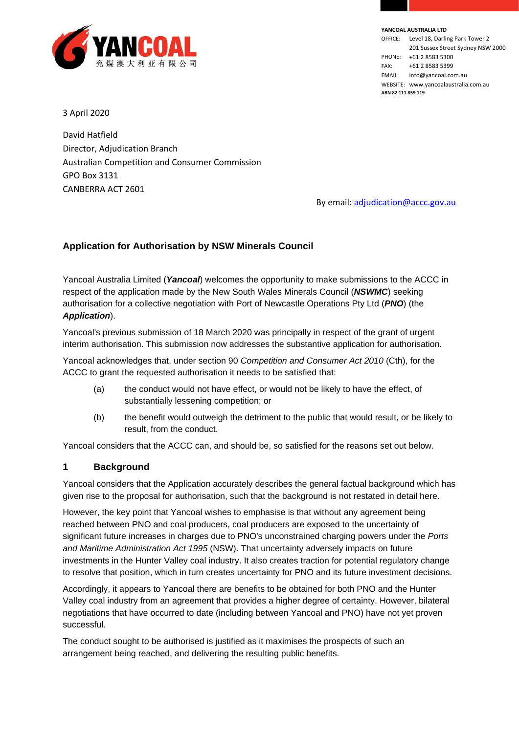YANCOAL
兖煤澳大利亚有限公司

**YANCOAL AUSTRALIA LTD**
OFFICE: Level 18, Darling Park Tower 2
201 Sussex Street Sydney NSW 2000
PHONE: +61 2 8583 5300
FAX: +61 2 8583 5399
EMAIL: info@yancoal.com.au
WEBSITE: www.yancoalaustralia.com.au
**ABN 82 111 859 119**

3 April 2020

David Hatfield
Director, Adjudication Branch
Australian Competition and Consumer Commission
GPO Box 3131
CANBERRA ACT 2601

By email: adjudication@accc.gov.au

**Application for Authorisation by NSW Minerals Council**

Yancoal Australia Limited (***Yancoal***) welcomes the opportunity to make submissions to the ACCC in respect of the application made by the New South Wales Minerals Council (***NSWMC***) seeking authorisation for a collective negotiation with Port of Newcastle Operations Pty Ltd (***PNO***) (the ***Application***).

Yancoal's previous submission of 18 March 2020 was principally in respect of the grant of urgent interim authorisation. This submission now addresses the substantive application for authorisation.

Yancoal acknowledges that, under section 90 *Competition and Consumer Act 2010* (Cth), for the ACCC to grant the requested authorisation it needs to be satisfied that:

(a) the conduct would not have effect, or would not be likely to have the effect, of substantially lessening competition; or

(b) the benefit would outweigh the detriment to the public that would result, or be likely to result, from the conduct.

Yancoal considers that the ACCC can, and should be, so satisfied for the reasons set out below.

## 1 Background

Yancoal considers that the Application accurately describes the general factual background which has given rise to the proposal for authorisation, such that the background is not restated in detail here.

However, the key point that Yancoal wishes to emphasise is that without any agreement being reached between PNO and coal producers, coal producers are exposed to the uncertainty of significant future increases in charges due to PNO's unconstrained charging powers under the *Ports and Maritime Administration Act 1995* (NSW). That uncertainty adversely impacts on future investments in the Hunter Valley coal industry. It also creates traction for potential regulatory change to resolve that position, which in turn creates uncertainty for PNO and its future investment decisions.

Accordingly, it appears to Yancoal there are benefits to be obtained for both PNO and the Hunter Valley coal industry from an agreement that provides a higher degree of certainty. However, bilateral negotiations that have occurred to date (including between Yancoal and PNO) have not yet proven successful.

The conduct sought to be authorised is justified as it maximises the prospects of such an arrangement being reached, and delivering the resulting public benefits.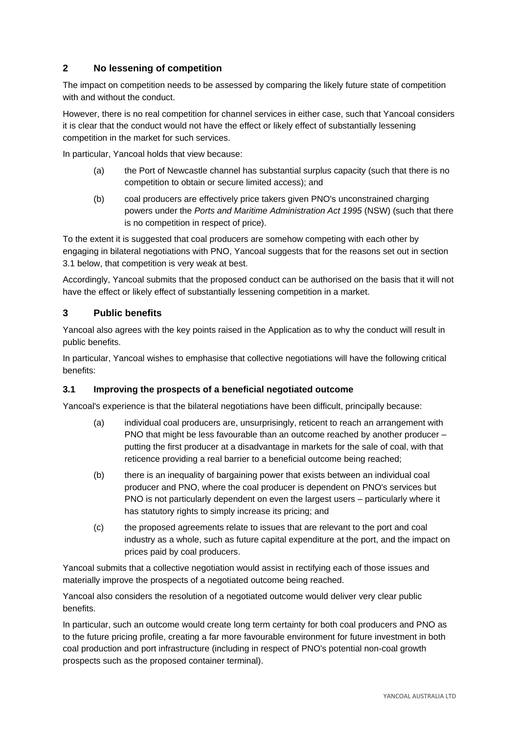## 2 No lessening of competition

The impact on competition needs to be assessed by comparing the likely future state of competition with and without the conduct.

However, there is no real competition for channel services in either case, such that Yancoal considers it is clear that the conduct would not have the effect or likely effect of substantially lessening competition in the market for such services.

In particular, Yancoal holds that view because:

(a) the Port of Newcastle channel has substantial surplus capacity (such that there is no competition to obtain or secure limited access); and

(b) coal producers are effectively price takers given PNO's unconstrained charging powers under the *Ports and Maritime Administration Act 1995* (NSW) (such that there is no competition in respect of price).

To the extent it is suggested that coal producers are somehow competing with each other by engaging in bilateral negotiations with PNO, Yancoal suggests that for the reasons set out in section 3.1 below, that competition is very weak at best.

Accordingly, Yancoal submits that the proposed conduct can be authorised on the basis that it will not have the effect or likely effect of substantially lessening competition in a market.

## 3 Public benefits

Yancoal also agrees with the key points raised in the Application as to why the conduct will result in public benefits.

In particular, Yancoal wishes to emphasise that collective negotiations will have the following critical benefits:

### 3.1 Improving the prospects of a beneficial negotiated outcome

Yancoal's experience is that the bilateral negotiations have been difficult, principally because:

(a) individual coal producers are, unsurprisingly, reticent to reach an arrangement with PNO that might be less favourable than an outcome reached by another producer – putting the first producer at a disadvantage in markets for the sale of coal, with that reticence providing a real barrier to a beneficial outcome being reached;

(b) there is an inequality of bargaining power that exists between an individual coal producer and PNO, where the coal producer is dependent on PNO's services but PNO is not particularly dependent on even the largest users – particularly where it has statutory rights to simply increase its pricing; and

(c) the proposed agreements relate to issues that are relevant to the port and coal industry as a whole, such as future capital expenditure at the port, and the impact on prices paid by coal producers.

Yancoal submits that a collective negotiation would assist in rectifying each of those issues and materially improve the prospects of a negotiated outcome being reached.

Yancoal also considers the resolution of a negotiated outcome would deliver very clear public benefits.

In particular, such an outcome would create long term certainty for both coal producers and PNO as to the future pricing profile, creating a far more favourable environment for future investment in both coal production and port infrastructure (including in respect of PNO's potential non-coal growth prospects such as the proposed container terminal).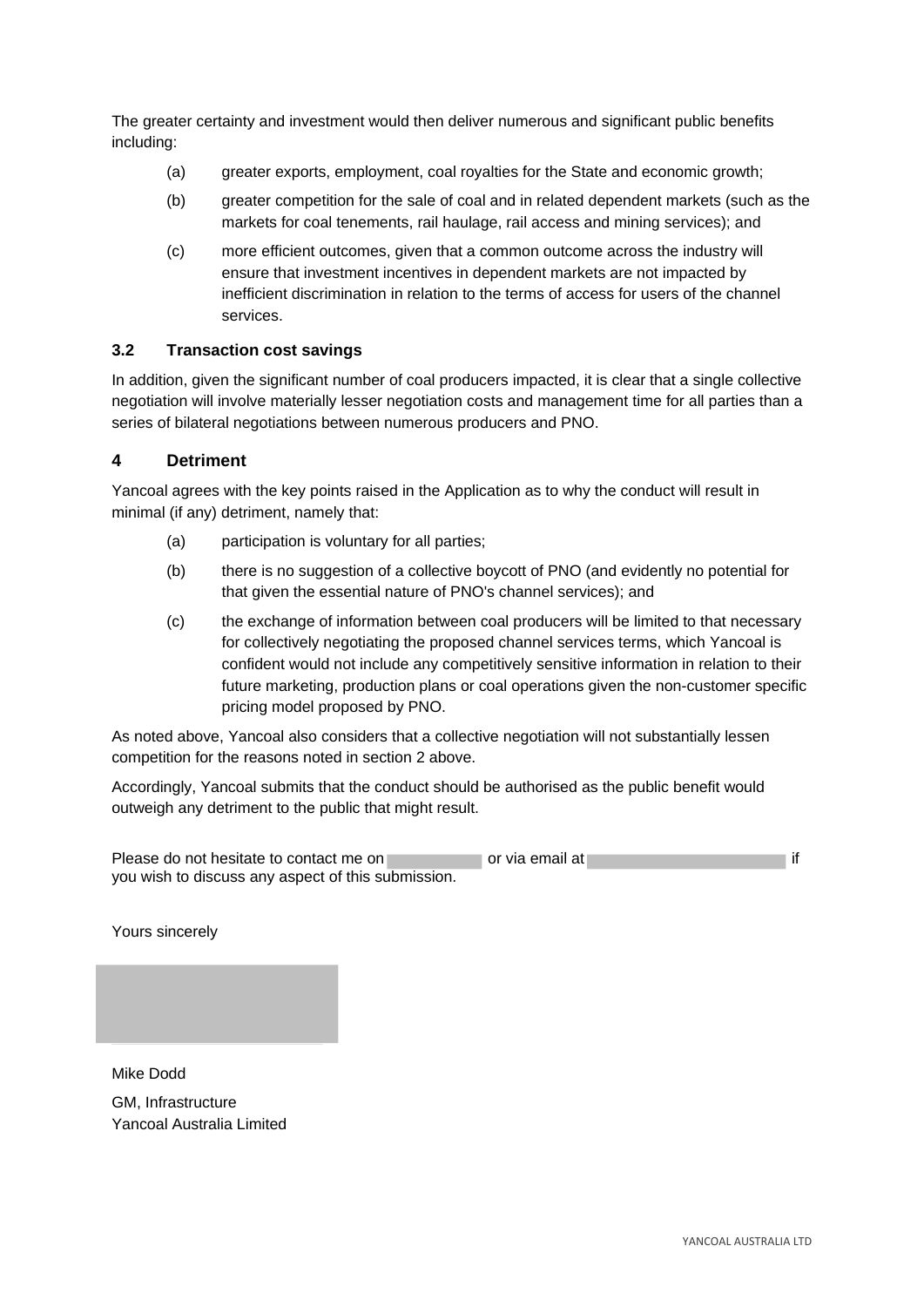The greater certainty and investment would then deliver numerous and significant public benefits including:

(a) greater exports, employment, coal royalties for the State and economic growth;

(b) greater competition for the sale of coal and in related dependent markets (such as the markets for coal tenements, rail haulage, rail access and mining services); and

(c) more efficient outcomes, given that a common outcome across the industry will ensure that investment incentives in dependent markets are not impacted by inefficient discrimination in relation to the terms of access for users of the channel services.

### 3.2 Transaction cost savings

In addition, given the significant number of coal producers impacted, it is clear that a single collective negotiation will involve materially lesser negotiation costs and management time for all parties than a series of bilateral negotiations between numerous producers and PNO.

## 4 Detriment

Yancoal agrees with the key points raised in the Application as to why the conduct will result in minimal (if any) detriment, namely that:

(a) participation is voluntary for all parties;

(b) there is no suggestion of a collective boycott of PNO (and evidently no potential for that given the essential nature of PNO's channel services); and

(c) the exchange of information between coal producers will be limited to that necessary for collectively negotiating the proposed channel services terms, which Yancoal is confident would not include any competitively sensitive information in relation to their future marketing, production plans or coal operations given the non-customer specific pricing model proposed by PNO.

As noted above, Yancoal also considers that a collective negotiation will not substantially lessen competition for the reasons noted in section 2 above.

Accordingly, Yancoal submits that the conduct should be authorised as the public benefit would outweigh any detriment to the public that might result.

Please do not hesitate to contact me on [redacted] or via email at [redacted] if you wish to discuss any aspect of this submission.

Yours sincerely

[redacted]

Mike Dodd

GM, Infrastructure
Yancoal Australia Limited